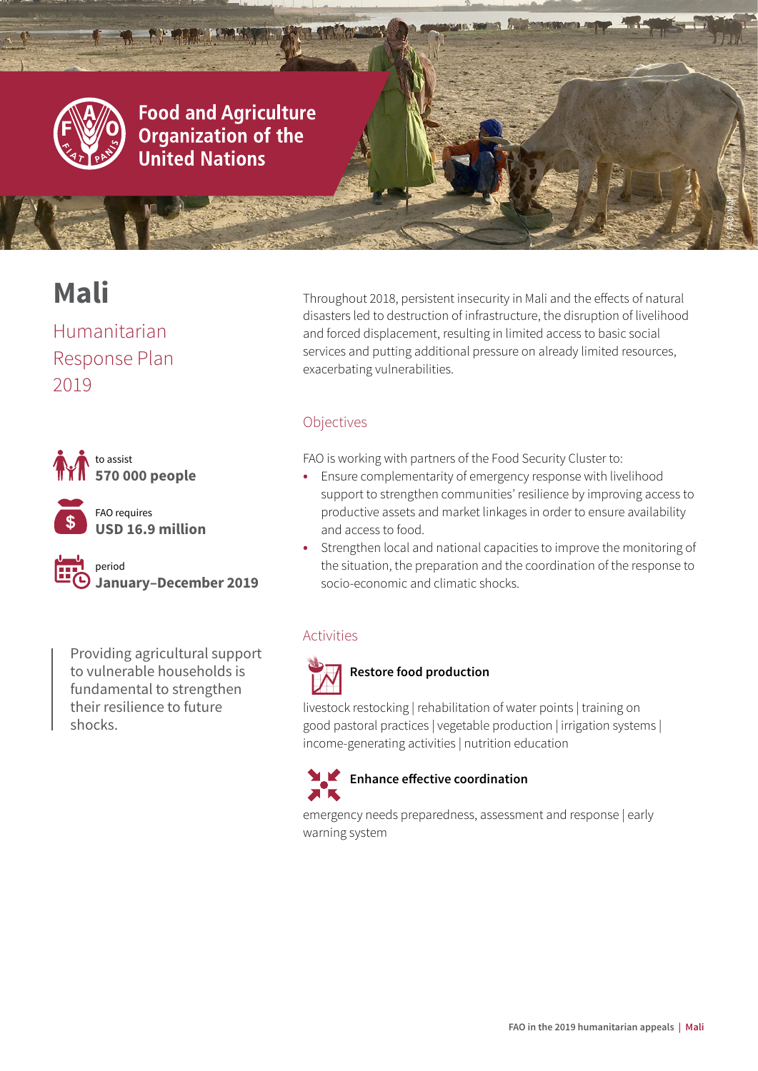Food and Agriculture Organization of the United Nations

# Mali

## Humanitarian Response Plan 2019

to assist
**570 000 people**

FAO requires
**USD 16.9 million**

period
**January–December 2019**

Providing agricultural support to vulnerable households is fundamental to strengthen their resilience to future shocks.

Throughout 2018, persistent insecurity in Mali and the effects of natural disasters led to destruction of infrastructure, the disruption of livelihood and forced displacement, resulting in limited access to basic social services and putting additional pressure on already limited resources, exacerbating vulnerabilities.

### Objectives

FAO is working with partners of the Food Security Cluster to:

- Ensure complementarity of emergency response with livelihood support to strengthen communities' resilience by improving access to productive assets and market linkages in order to ensure availability and access to food.
- Strengthen local and national capacities to improve the monitoring of the situation, the preparation and the coordination of the response to socio-economic and climatic shocks.

### Activities

**Restore food production**

livestock restocking | rehabilitation of water points | training on good pastoral practices | vegetable production | irrigation systems | income-generating activities | nutrition education

**Enhance effective coordination**

emergency needs preparedness, assessment and response | early warning system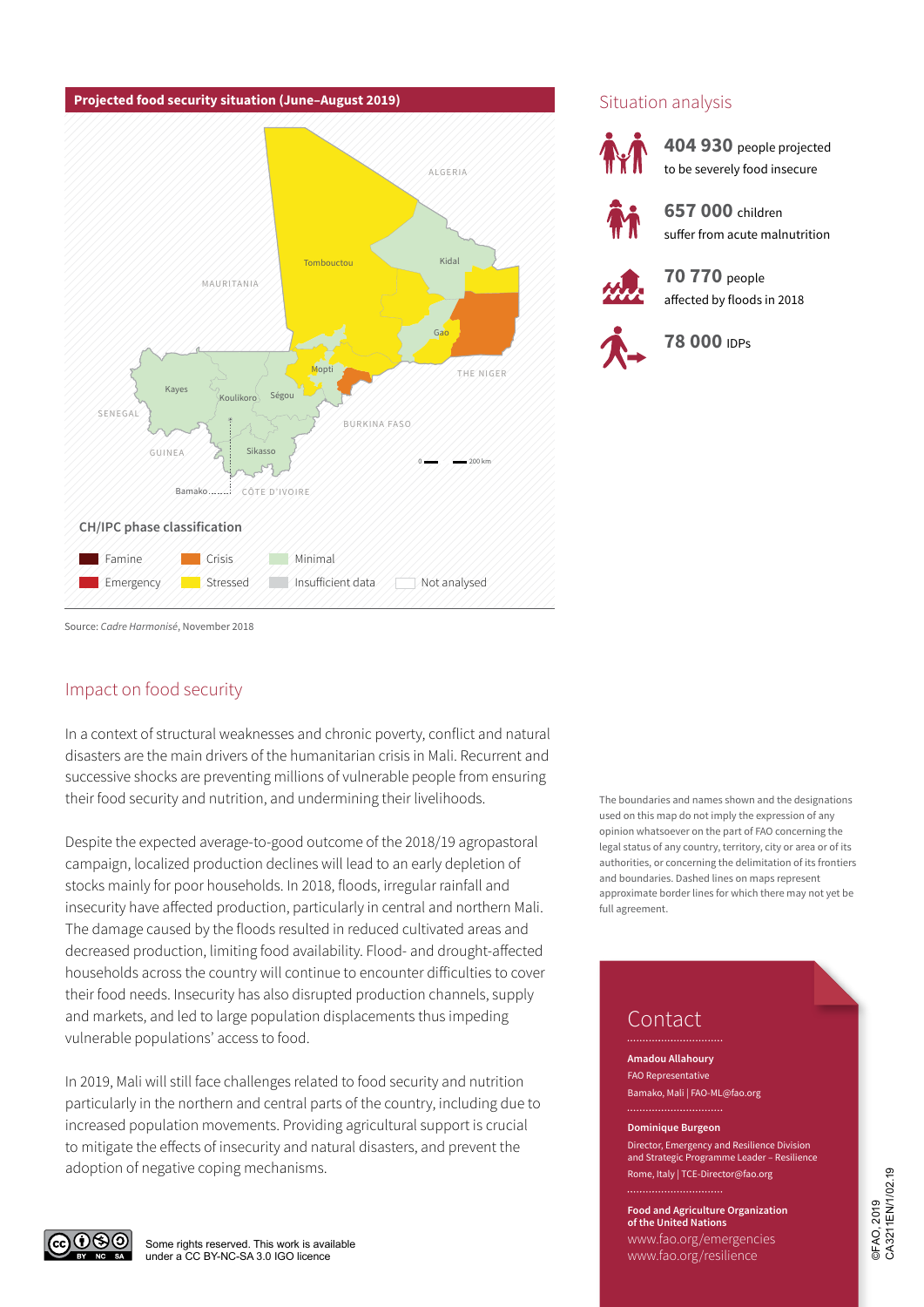## Projected food security situation (June–August 2019)

ALGERIA
MAURITANIA
Tombouctou
Kidal
Gao
Mopti
THE NIGER
Kayes
Koulikoro
Ségou
SENEGAL
BURKINA FASO
GUINEA
Sikasso
Bamako
CÔTE D'IVOIRE
0 200 km

**CH/IPC phase classification**

Famine
Crisis
Minimal
Emergency
Stressed
Insufficient data
Not analysed

Source: *Cadre Harmonisé*, November 2018

## Situation analysis

**404 930** people projected to be severely food insecure

**657 000** children suffer from acute malnutrition

**70 770** people affected by floods in 2018

**78 000** IDPs

## Impact on food security

In a context of structural weaknesses and chronic poverty, conflict and natural disasters are the main drivers of the humanitarian crisis in Mali. Recurrent and successive shocks are preventing millions of vulnerable people from ensuring their food security and nutrition, and undermining their livelihoods.

Despite the expected average-to-good outcome of the 2018/19 agropastoral campaign, localized production declines will lead to an early depletion of stocks mainly for poor households. In 2018, floods, irregular rainfall and insecurity have affected production, particularly in central and northern Mali. The damage caused by the floods resulted in reduced cultivated areas and decreased production, limiting food availability. Flood- and drought-affected households across the country will continue to encounter difficulties to cover their food needs. Insecurity has also disrupted production channels, supply and markets, and led to large population displacements thus impeding vulnerable populations' access to food.

In 2019, Mali will still face challenges related to food security and nutrition particularly in the northern and central parts of the country, including due to increased population movements. Providing agricultural support is crucial to mitigate the effects of insecurity and natural disasters, and prevent the adoption of negative coping mechanisms.

The boundaries and names shown and the designations used on this map do not imply the expression of any opinion whatsoever on the part of FAO concerning the legal status of any country, territory, city or area or of its authorities, or concerning the delimitation of its frontiers and boundaries. Dashed lines on maps represent approximate border lines for which there may not yet be full agreement.

## Contact

**Amadou Allahoury**
FAO Representative
Bamako, Mali | FAO-ML@fao.org

**Dominique Burgeon**
Director, Emergency and Resilience Division and Strategic Programme Leader – Resilience
Rome, Italy | TCE-Director@fao.org

**Food and Agriculture Organization of the United Nations**
www.fao.org/emergencies
www.fao.org/resilience

Some rights reserved. This work is available under a CC BY-NC-SA 3.0 IGO licence

©FAO, 2019
CA3211EN/1/02.19